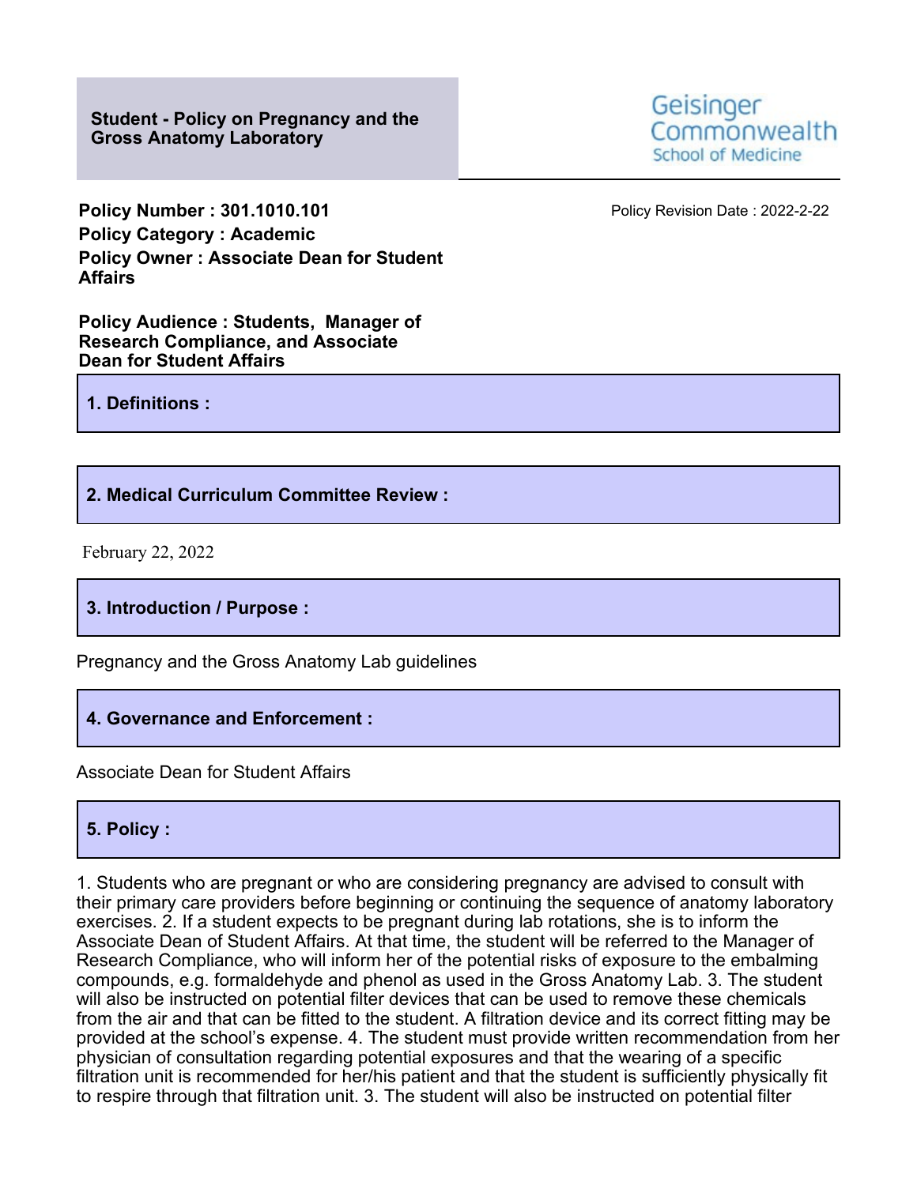**Student - Policy on Pregnancy and the Gross Anatomy Laboratory**

Geisinger Commonwealth School of Medicine

**Policy Number : 301.1010.101**
**Policy Category : Academic**
**Policy Owner : Associate Dean for Student Affairs**

Policy Revision Date : 2022-2-22

**Policy Audience : Students, Manager of Research Compliance, and Associate Dean for Student Affairs**

## 1. Definitions :

## 2. Medical Curriculum Committee Review :

February 22, 2022

## 3. Introduction / Purpose :

Pregnancy and the Gross Anatomy Lab guidelines

## 4. Governance and Enforcement :

Associate Dean for Student Affairs

## 5. Policy :

1. Students who are pregnant or who are considering pregnancy are advised to consult with their primary care providers before beginning or continuing the sequence of anatomy laboratory exercises. 2. If a student expects to be pregnant during lab rotations, she is to inform the Associate Dean of Student Affairs. At that time, the student will be referred to the Manager of Research Compliance, who will inform her of the potential risks of exposure to the embalming compounds, e.g. formaldehyde and phenol as used in the Gross Anatomy Lab. 3. The student will also be instructed on potential filter devices that can be used to remove these chemicals from the air and that can be fitted to the student. A filtration device and its correct fitting may be provided at the school's expense. 4. The student must provide written recommendation from her physician of consultation regarding potential exposures and that the wearing of a specific filtration unit is recommended for her/his patient and that the student is sufficiently physically fit to respire through that filtration unit. 3. The student will also be instructed on potential filter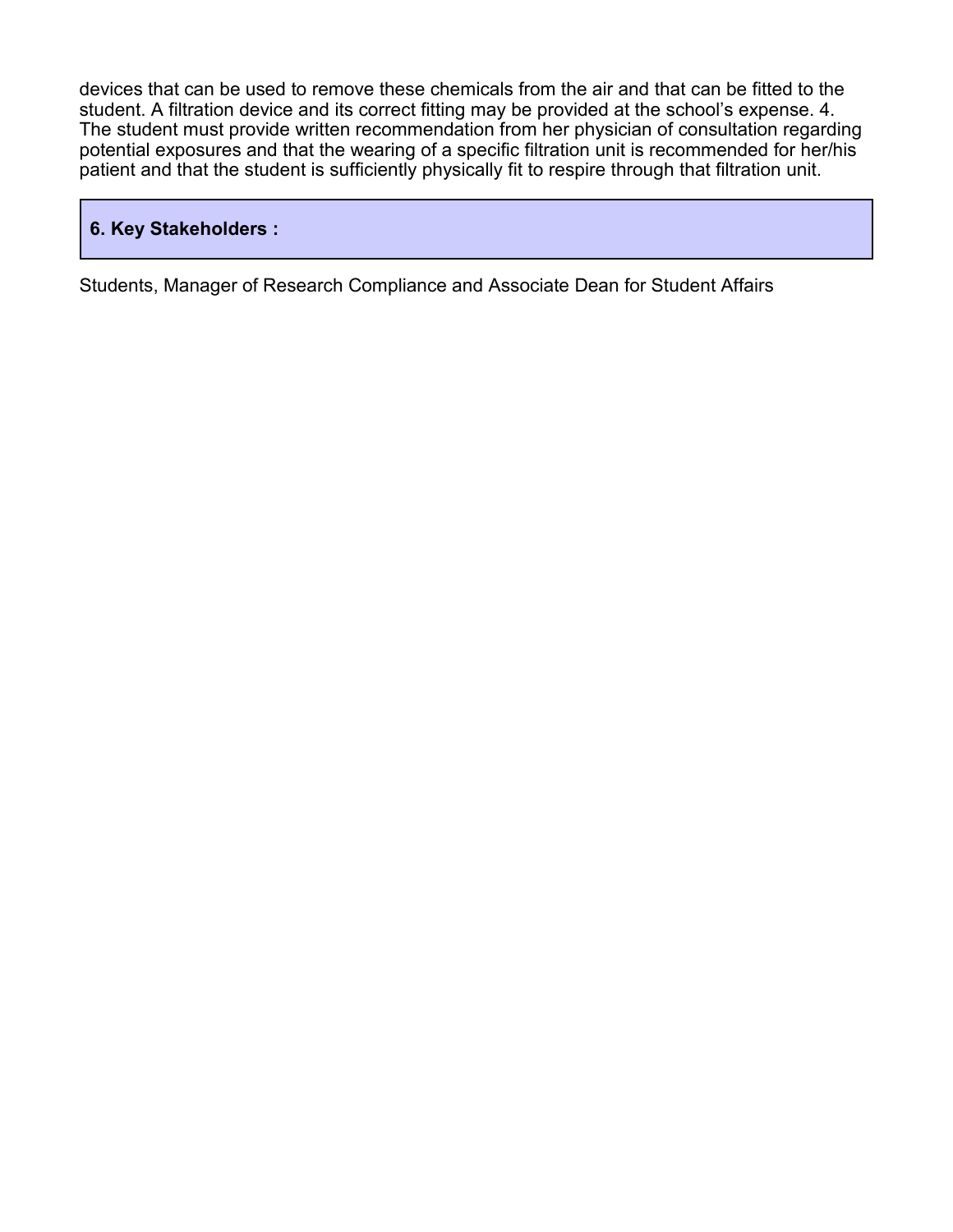devices that can be used to remove these chemicals from the air and that can be fitted to the student. A filtration device and its correct fitting may be provided at the school's expense. 4. The student must provide written recommendation from her physician of consultation regarding potential exposures and that the wearing of a specific filtration unit is recommended for her/his patient and that the student is sufficiently physically fit to respire through that filtration unit.

## 6. Key Stakeholders :

Students, Manager of Research Compliance and Associate Dean for Student Affairs